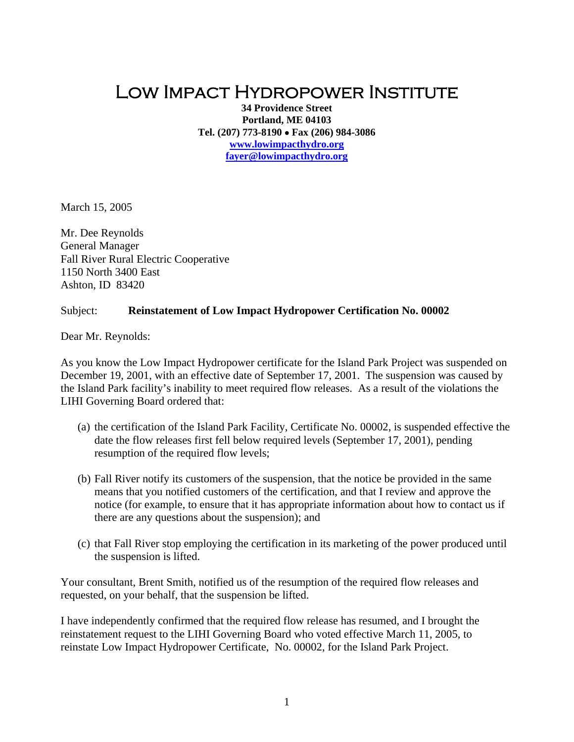# Low Impact Hydropower Institute

**34 Providence Street**
**Portland, ME 04103**
**Tel. (207) 773-8190 • Fax (206) 984-3086**
**www.lowimpacthydro.org**
**fayer@lowimpacthydro.org**

March 15, 2005

Mr. Dee Reynolds
General Manager
Fall River Rural Electric Cooperative
1150 North 3400 East
Ashton, ID 83420

Subject: **Reinstatement of Low Impact Hydropower Certification No. 00002**

Dear Mr. Reynolds:

As you know the Low Impact Hydropower certificate for the Island Park Project was suspended on December 19, 2001, with an effective date of September 17, 2001. The suspension was caused by the Island Park facility's inability to meet required flow releases. As a result of the violations the LIHI Governing Board ordered that:

(a) the certification of the Island Park Facility, Certificate No. 00002, is suspended effective the date the flow releases first fell below required levels (September 17, 2001), pending resumption of the required flow levels;

(b) Fall River notify its customers of the suspension, that the notice be provided in the same means that you notified customers of the certification, and that I review and approve the notice (for example, to ensure that it has appropriate information about how to contact us if there are any questions about the suspension); and

(c) that Fall River stop employing the certification in its marketing of the power produced until the suspension is lifted.

Your consultant, Brent Smith, notified us of the resumption of the required flow releases and requested, on your behalf, that the suspension be lifted.

I have independently confirmed that the required flow release has resumed, and I brought the reinstatement request to the LIHI Governing Board who voted effective March 11, 2005, to reinstate Low Impact Hydropower Certificate, No. 00002, for the Island Park Project.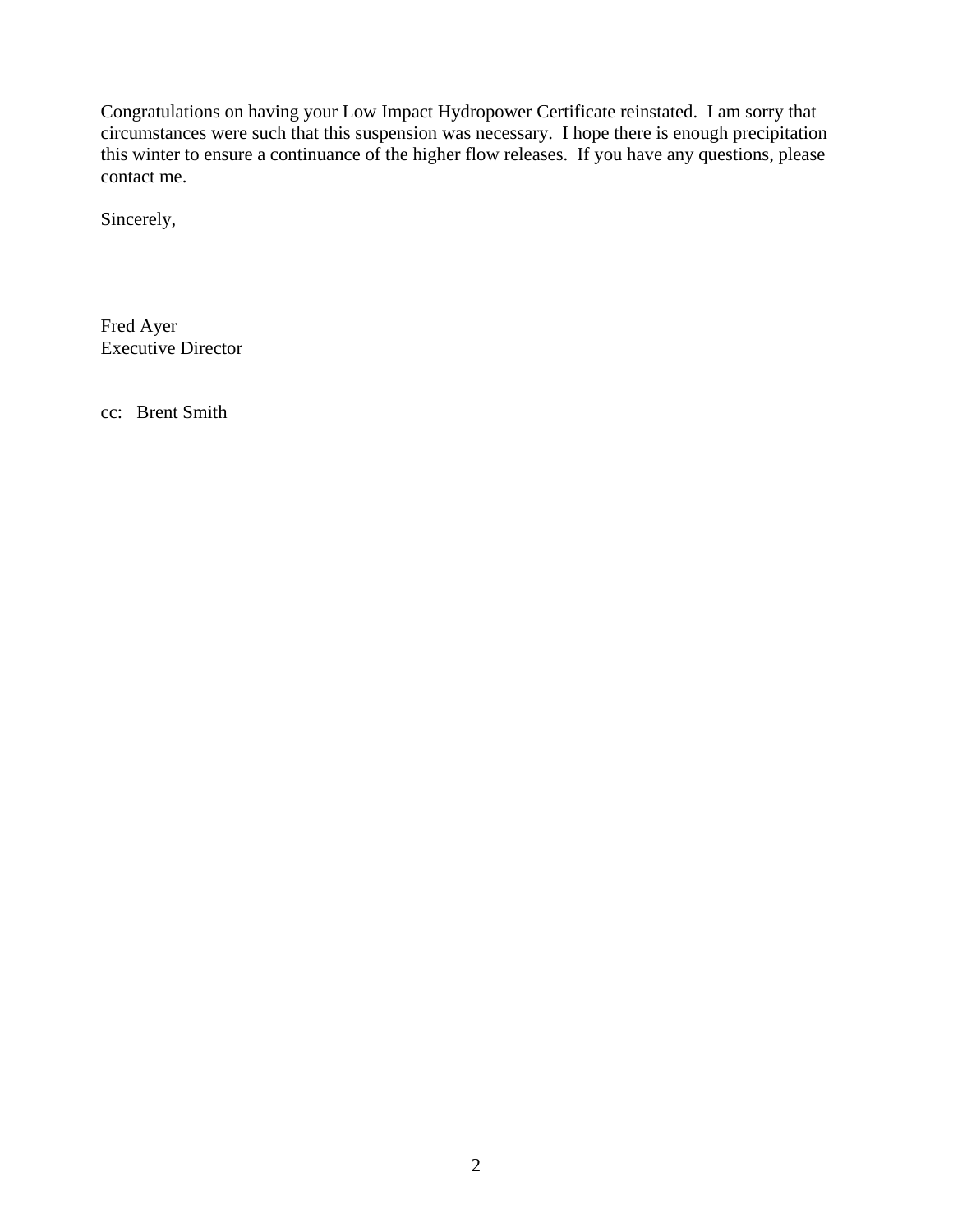Congratulations on having your Low Impact Hydropower Certificate reinstated. I am sorry that circumstances were such that this suspension was necessary. I hope there is enough precipitation this winter to ensure a continuance of the higher flow releases. If you have any questions, please contact me.

Sincerely,

Fred Ayer
Executive Director

cc: Brent Smith